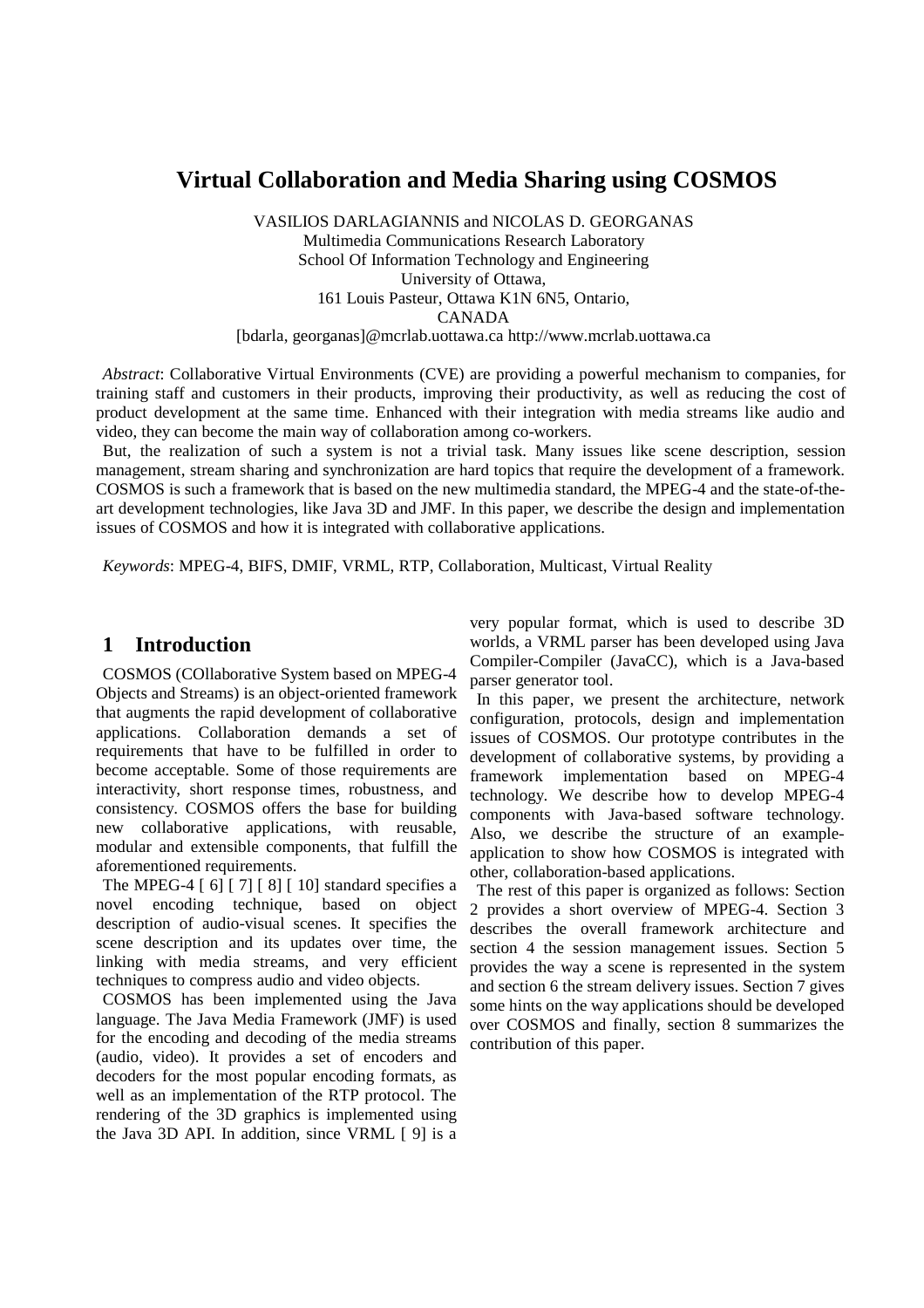# Virtual Collaboration and Media Sharing using COSMOS

VASILIOS DARLAGIANNIS and NICOLAS D. GEORGANAS
Multimedia Communications Research Laboratory
School Of Information Technology and Engineering
University of Ottawa,
161 Louis Pasteur, Ottawa K1N 6N5, Ontario,
CANADA
[bdarla, georganas]@mcrlab.uottawa.ca http://www.mcrlab.uottawa.ca

*Abstract*: Collaborative Virtual Environments (CVE) are providing a powerful mechanism to companies, for training staff and customers in their products, improving their productivity, as well as reducing the cost of product development at the same time. Enhanced with their integration with media streams like audio and video, they can become the main way of collaboration among co-workers.

But, the realization of such a system is not a trivial task. Many issues like scene description, session management, stream sharing and synchronization are hard topics that require the development of a framework. COSMOS is such a framework that is based on the new multimedia standard, the MPEG-4 and the state-of-the-art development technologies, like Java 3D and JMF. In this paper, we describe the design and implementation issues of COSMOS and how it is integrated with collaborative applications.

*Keywords*: MPEG-4, BIFS, DMIF, VRML, RTP, Collaboration, Multicast, Virtual Reality

## 1 Introduction

COSMOS (COllaborative System based on MPEG-4 Objects and Streams) is an object-oriented framework that augments the rapid development of collaborative applications. Collaboration demands a set of requirements that have to be fulfilled in order to become acceptable. Some of those requirements are interactivity, short response times, robustness, and consistency. COSMOS offers the base for building new collaborative applications, with reusable, modular and extensible components, that fulfill the aforementioned requirements.

The MPEG-4 [ 6] [ 7] [ 8] [ 10] standard specifies a novel encoding technique, based on object description of audio-visual scenes. It specifies the scene description and its updates over time, the linking with media streams, and very efficient techniques to compress audio and video objects.

COSMOS has been implemented using the Java language. The Java Media Framework (JMF) is used for the encoding and decoding of the media streams (audio, video). It provides a set of encoders and decoders for the most popular encoding formats, as well as an implementation of the RTP protocol. The rendering of the 3D graphics is implemented using the Java 3D API. In addition, since VRML [ 9] is a very popular format, which is used to describe 3D worlds, a VRML parser has been developed using Java Compiler-Compiler (JavaCC), which is a Java-based parser generator tool.

In this paper, we present the architecture, network configuration, protocols, design and implementation issues of COSMOS. Our prototype contributes in the development of collaborative systems, by providing a framework implementation based on MPEG-4 technology. We describe how to develop MPEG-4 components with Java-based software technology. Also, we describe the structure of an example-application to show how COSMOS is integrated with other, collaboration-based applications.

The rest of this paper is organized as follows: Section 2 provides a short overview of MPEG-4. Section 3 describes the overall framework architecture and section 4 the session management issues. Section 5 provides the way a scene is represented in the system and section 6 the stream delivery issues. Section 7 gives some hints on the way applications should be developed over COSMOS and finally, section 8 summarizes the contribution of this paper.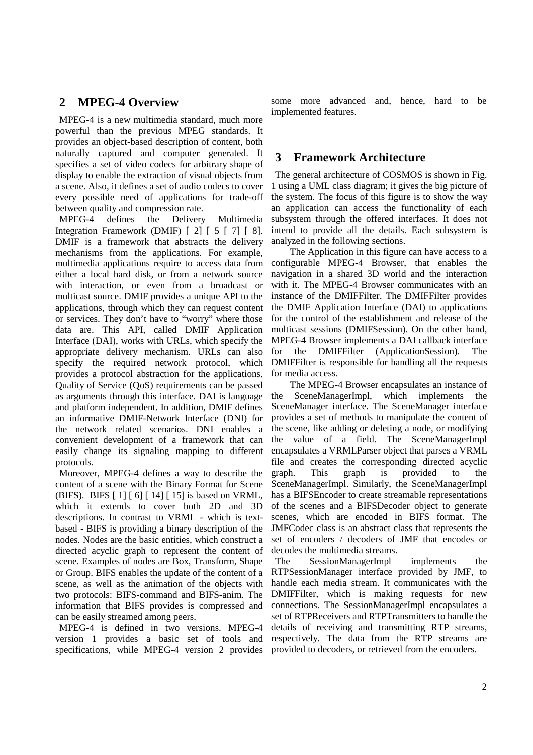## 2 MPEG-4 Overview

MPEG-4 is a new multimedia standard, much more powerful than the previous MPEG standards. It provides an object-based description of content, both naturally captured and computer generated. It specifies a set of video codecs for arbitrary shape of display to enable the extraction of visual objects from a scene. Also, it defines a set of audio codecs to cover every possible need of applications for trade-off between quality and compression rate.

MPEG-4 defines the Delivery Multimedia Integration Framework (DMIF) [ 2] [ 5 [ 7] [ 8]. DMIF is a framework that abstracts the delivery mechanisms from the applications. For example, multimedia applications require to access data from either a local hard disk, or from a network source with interaction, or even from a broadcast or multicast source. DMIF provides a unique API to the applications, through which they can request content or services. They don't have to "worry" where those data are. This API, called DMIF Application Interface (DAI), works with URLs, which specify the appropriate delivery mechanism. URLs can also specify the required network protocol, which provides a protocol abstraction for the applications. Quality of Service (QoS) requirements can be passed as arguments through this interface. DAI is language and platform independent. In addition, DMIF defines an informative DMIF-Network Interface (DNI) for the network related scenarios. DNI enables a convenient development of a framework that can easily change its signaling mapping to different protocols.

Moreover, MPEG-4 defines a way to describe the content of a scene with the Binary Format for Scene (BIFS). BIFS [ 1] [ 6] [ 14] [ 15] is based on VRML, which it extends to cover both 2D and 3D descriptions. In contrast to VRML - which is text-based - BIFS is providing a binary description of the nodes. Nodes are the basic entities, which construct a directed acyclic graph to represent the content of scene. Examples of nodes are Box, Transform, Shape or Group. BIFS enables the update of the content of a scene, as well as the animation of the objects with two protocols: BIFS-command and BIFS-anim. The information that BIFS provides is compressed and can be easily streamed among peers.

MPEG-4 is defined in two versions. MPEG-4 version 1 provides a basic set of tools and specifications, while MPEG-4 version 2 provides some more advanced and, hence, hard to be implemented features.

## 3 Framework Architecture

The general architecture of COSMOS is shown in Fig. 1 using a UML class diagram; it gives the big picture of the system. The focus of this figure is to show the way an application can access the functionality of each subsystem through the offered interfaces. It does not intend to provide all the details. Each subsystem is analyzed in the following sections.

The Application in this figure can have access to a configurable MPEG-4 Browser, that enables the navigation in a shared 3D world and the interaction with it. The MPEG-4 Browser communicates with an instance of the DMIFFilter. The DMIFFilter provides the DMIF Application Interface (DAI) to applications for the control of the establishment and release of the multicast sessions (DMIFSession). On the other hand, MPEG-4 Browser implements a DAI callback interface for the DMIFFilter (ApplicationSession). The DMIFFilter is responsible for handling all the requests for media access.

The MPEG-4 Browser encapsulates an instance of the SceneManagerImpl, which implements the SceneManager interface. The SceneManager interface provides a set of methods to manipulate the content of the scene, like adding or deleting a node, or modifying the value of a field. The SceneManagerImpl encapsulates a VRMLParser object that parses a VRML file and creates the corresponding directed acyclic graph. This graph is provided to the SceneManagerImpl. Similarly, the SceneManagerImpl has a BIFSEncoder to create streamable representations of the scenes and a BIFSDecoder object to generate scenes, which are encoded in BIFS format. The JMFCodec class is an abstract class that represents the set of encoders / decoders of JMF that encodes or decodes the multimedia streams.

The SessionManagerImpl implements the RTPSessionManager interface provided by JMF, to handle each media stream. It communicates with the DMIFFilter, which is making requests for new connections. The SessionManagerImpl encapsulates a set of RTPReceivers and RTPTransmitters to handle the details of receiving and transmitting RTP streams, respectively. The data from the RTP streams are provided to decoders, or retrieved from the encoders.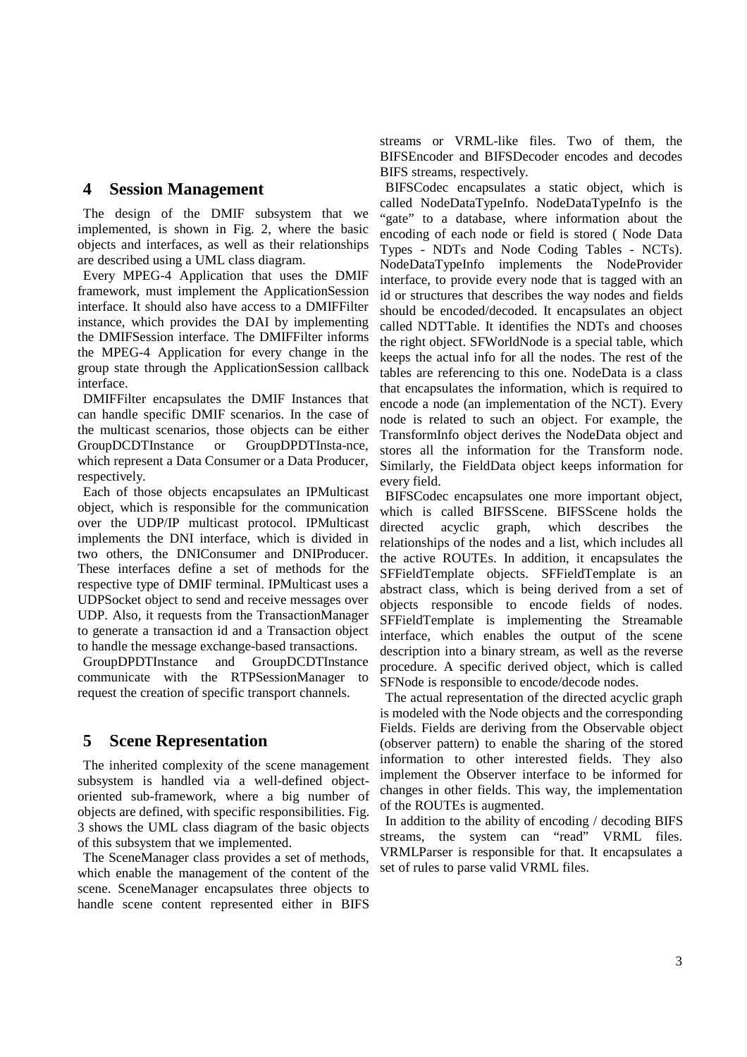## 4 Session Management

The design of the DMIF subsystem that we implemented, is shown in Fig. 2, where the basic objects and interfaces, as well as their relationships are described using a UML class diagram.

Every MPEG-4 Application that uses the DMIF framework, must implement the ApplicationSession interface. It should also have access to a DMIFFilter instance, which provides the DAI by implementing the DMIFSession interface. The DMIFFilter informs the MPEG-4 Application for every change in the group state through the ApplicationSession callback interface.

DMIFFilter encapsulates the DMIF Instances that can handle specific DMIF scenarios. In the case of the multicast scenarios, those objects can be either GroupDCDTInstance or GroupDPDTInsta-nce, which represent a Data Consumer or a Data Producer, respectively.

Each of those objects encapsulates an IPMulticast object, which is responsible for the communication over the UDP/IP multicast protocol. IPMulticast implements the DNI interface, which is divided in two others, the DNIConsumer and DNIProducer. These interfaces define a set of methods for the respective type of DMIF terminal. IPMulticast uses a UDPSocket object to send and receive messages over UDP. Also, it requests from the TransactionManager to generate a transaction id and a Transaction object to handle the message exchange-based transactions.

GroupDPDTInstance and GroupDCDTInstance communicate with the RTPSessionManager to request the creation of specific transport channels.

## 5 Scene Representation

The inherited complexity of the scene management subsystem is handled via a well-defined object-oriented sub-framework, where a big number of objects are defined, with specific responsibilities. Fig. 3 shows the UML class diagram of the basic objects of this subsystem that we implemented.

The SceneManager class provides a set of methods, which enable the management of the content of the scene. SceneManager encapsulates three objects to handle scene content represented either in BIFS streams or VRML-like files. Two of them, the BIFSEncoder and BIFSDecoder encodes and decodes BIFS streams, respectively.

BIFSCodec encapsulates a static object, which is called NodeDataTypeInfo. NodeDataTypeInfo is the "gate" to a database, where information about the encoding of each node or field is stored ( Node Data Types - NDTs and Node Coding Tables - NCTs). NodeDataTypeInfo implements the NodeProvider interface, to provide every node that is tagged with an id or structures that describes the way nodes and fields should be encoded/decoded. It encapsulates an object called NDTTable. It identifies the NDTs and chooses the right object. SFWorldNode is a special table, which keeps the actual info for all the nodes. The rest of the tables are referencing to this one. NodeData is a class that encapsulates the information, which is required to encode a node (an implementation of the NCT). Every node is related to such an object. For example, the TransformInfo object derives the NodeData object and stores all the information for the Transform node. Similarly, the FieldData object keeps information for every field.

BIFSCodec encapsulates one more important object, which is called BIFSScene. BIFSScene holds the directed acyclic graph, which describes the relationships of the nodes and a list, which includes all the active ROUTEs. In addition, it encapsulates the SFFieldTemplate objects. SFFieldTemplate is an abstract class, which is being derived from a set of objects responsible to encode fields of nodes. SFFieldTemplate is implementing the Streamable interface, which enables the output of the scene description into a binary stream, as well as the reverse procedure. A specific derived object, which is called SFNode is responsible to encode/decode nodes.

The actual representation of the directed acyclic graph is modeled with the Node objects and the corresponding Fields. Fields are deriving from the Observable object (observer pattern) to enable the sharing of the stored information to other interested fields. They also implement the Observer interface to be informed for changes in other fields. This way, the implementation of the ROUTEs is augmented.

In addition to the ability of encoding / decoding BIFS streams, the system can "read" VRML files. VRMLParser is responsible for that. It encapsulates a set of rules to parse valid VRML files.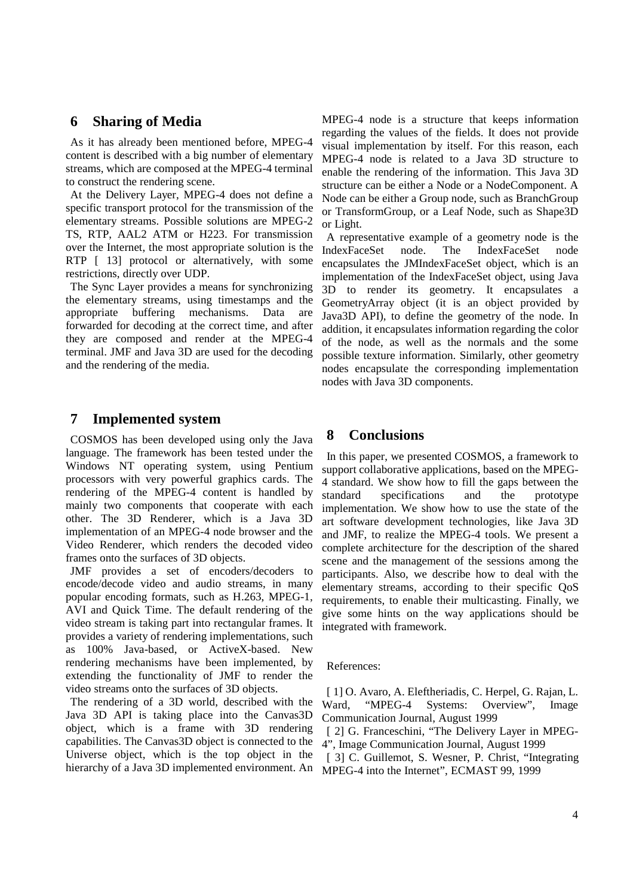## 6 Sharing of Media

As it has already been mentioned before, MPEG-4 content is described with a big number of elementary streams, which are composed at the MPEG-4 terminal to construct the rendering scene.

At the Delivery Layer, MPEG-4 does not define a specific transport protocol for the transmission of the elementary streams. Possible solutions are MPEG-2 TS, RTP, AAL2 ATM or H223. For transmission over the Internet, the most appropriate solution is the RTP [ 13] protocol or alternatively, with some restrictions, directly over UDP.

The Sync Layer provides a means for synchronizing the elementary streams, using timestamps and the appropriate buffering mechanisms. Data are forwarded for decoding at the correct time, and after they are composed and render at the MPEG-4 terminal. JMF and Java 3D are used for the decoding and the rendering of the media.

## 7 Implemented system

COSMOS has been developed using only the Java language. The framework has been tested under the Windows NT operating system, using Pentium processors with very powerful graphics cards. The rendering of the MPEG-4 content is handled by mainly two components that cooperate with each other. The 3D Renderer, which is a Java 3D implementation of an MPEG-4 node browser and the Video Renderer, which renders the decoded video frames onto the surfaces of 3D objects.

JMF provides a set of encoders/decoders to encode/decode video and audio streams, in many popular encoding formats, such as H.263, MPEG-1, AVI and Quick Time. The default rendering of the video stream is taking part into rectangular frames. It provides a variety of rendering implementations, such as 100% Java-based, or ActiveX-based. New rendering mechanisms have been implemented, by extending the functionality of JMF to render the video streams onto the surfaces of 3D objects.

The rendering of a 3D world, described with the Java 3D API is taking place into the Canvas3D object, which is a frame with 3D rendering capabilities. The Canvas3D object is connected to the Universe object, which is the top object in the hierarchy of a Java 3D implemented environment. An MPEG-4 node is a structure that keeps information regarding the values of the fields. It does not provide visual implementation by itself. For this reason, each MPEG-4 node is related to a Java 3D structure to enable the rendering of the information. This Java 3D structure can be either a Node or a NodeComponent. A Node can be either a Group node, such as BranchGroup or TransformGroup, or a Leaf Node, such as Shape3D or Light.

A representative example of a geometry node is the IndexFaceSet node. The IndexFaceSet node encapsulates the JMIndexFaceSet object, which is an implementation of the IndexFaceSet object, using Java 3D to render its geometry. It encapsulates a GeometryArray object (it is an object provided by Java3D API), to define the geometry of the node. In addition, it encapsulates information regarding the color of the node, as well as the normals and the some possible texture information. Similarly, other geometry nodes encapsulate the corresponding implementation nodes with Java 3D components.

## 8 Conclusions

In this paper, we presented COSMOS, a framework to support collaborative applications, based on the MPEG-4 standard. We show how to fill the gaps between the standard specifications and the prototype implementation. We show how to use the state of the art software development technologies, like Java 3D and JMF, to realize the MPEG-4 tools. We present a complete architecture for the description of the shared scene and the management of the sessions among the participants. Also, we describe how to deal with the elementary streams, according to their specific QoS requirements, to enable their multicasting. Finally, we give some hints on the way applications should be integrated with framework.

References:

[ 1] O. Avaro, A. Eleftheriadis, C. Herpel, G. Rajan, L. Ward, “MPEG-4 Systems: Overview”, Image Communication Journal, August 1999

[ 2] G. Franceschini, “The Delivery Layer in MPEG-4”, Image Communication Journal, August 1999

[ 3] C. Guillemot, S. Wesner, P. Christ, “Integrating MPEG-4 into the Internet”, ECMAST 99, 1999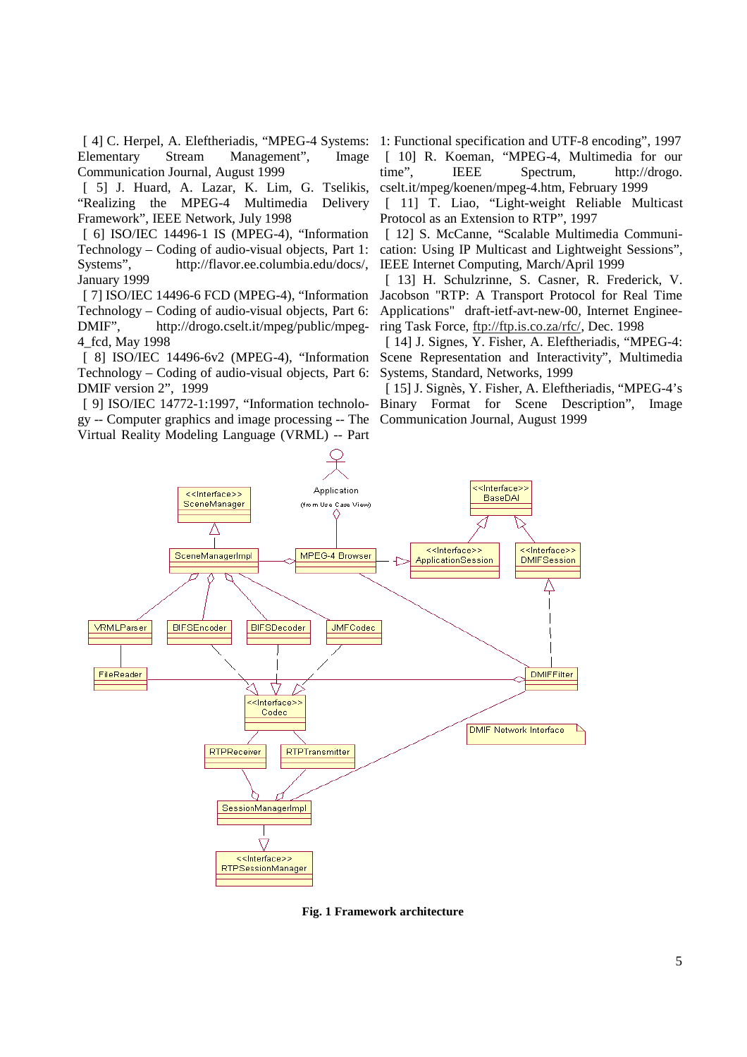[4] C. Herpel, A. Eleftheriadis, "MPEG-4 Systems: Elementary Stream Management", Image Communication Journal, August 1999

[5] J. Huard, A. Lazar, K. Lim, G. Tselikis, "Realizing the MPEG-4 Multimedia Delivery Framework", IEEE Network, July 1998

[6] ISO/IEC 14496-1 IS (MPEG-4), "Information Technology – Coding of audio-visual objects, Part 1: Systems", http://flavor.ee.columbia.edu/docs/, January 1999

[7] ISO/IEC 14496-6 FCD (MPEG-4), "Information Technology – Coding of audio-visual objects, Part 6: DMIF", http://drogo.cselt.it/mpeg/public/mpeg-4_fcd, May 1998

[8] ISO/IEC 14496-6v2 (MPEG-4), "Information Technology – Coding of audio-visual objects, Part 6: DMIF version 2", 1999

[9] ISO/IEC 14772-1:1997, "Information technology -- Computer graphics and image processing -- The Virtual Reality Modeling Language (VRML) -- Part 1: Functional specification and UTF-8 encoding", 1997

[10] R. Koeman, "MPEG-4, Multimedia for our time", IEEE Spectrum, http://drogo.cselt.it/mpeg/koenen/mpeg-4.htm, February 1999

[11] T. Liao, "Light-weight Reliable Multicast Protocol as an Extension to RTP", 1997

[12] S. McCanne, "Scalable Multimedia Communication: Using IP Multicast and Lightweight Sessions", IEEE Internet Computing, March/April 1999

[13] H. Schulzrinne, S. Casner, R. Frederick, V. Jacobson "RTP: A Transport Protocol for Real Time Applications" draft-ietf-avt-new-00, Internet Engineering Task Force, ftp://ftp.is.co.za/rfc/, Dec. 1998

[14] J. Signes, Y. Fisher, A. Eleftheriadis, "MPEG-4: Scene Representation and Interactivity", Multimedia Systems, Standard, Networks, 1999

[15] J. Signès, Y. Fisher, A. Eleftheriadis, "MPEG-4's Binary Format for Scene Description", Image Communication Journal, August 1999

**Fig. 1 Framework architecture**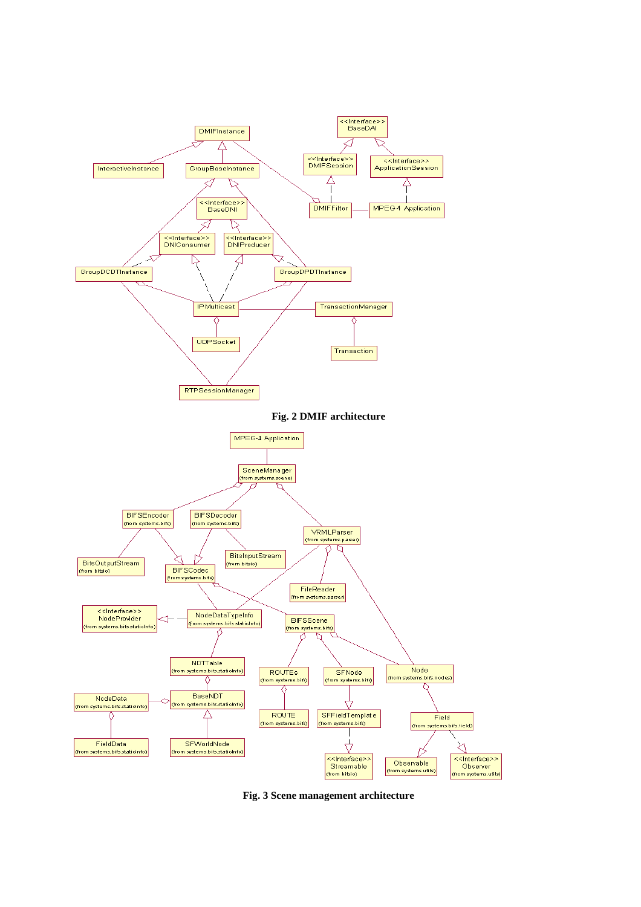DMIFInstance

InteractiveInstance

GroupBaseInstance

<<Interface>>
BaseDAI

<<Interface>>
DMIFSession

<<Interface>>
ApplicationSession

DMIFFilter

MPEG-4 Application

<<Interface>>
BaseDNI

<<Interface>>
DNIConsumer

<<Interface>>
DNIProducer

GroupDCDTInstance

GroupDPDTInstance

IPMulticast

TransactionManager

UDPSocket

Transaction

RTPSessionManager

**Fig. 2 DMIF architecture**

MPEG-4 Application

SceneManager
(from systems.scene)

BIFSEncoder
(from systems.bifs)

BIFSDecoder
(from systems.bifs)

VRMLParser
(from systems.parser)

BitsOutputStream
(from bitsio)

BitsInputStream
(from bitsio)

BIFSCodec
(from systems.bifs)

FileReader
(from systems.parser)

<<Interface>>
NodeProvider
(from systems.bifs.staticInfo)

NodeDataTypeInfo
(from systems.bifs.staticInfo)

BIFSScene
(from systems.bifs)

NDTTable
(from systems.bifs.staticInfo)

ROUTEs
(from systems.bifs)

SFNode
(from systems.bifs)

Node
(from systems.bifs.nodes)

NodeData
(from systems.bifs.staticInfo)

BaseNDT
(from systems.bifs.staticInfo)

ROUTE
(from systems.bifs)

SFFieldTemplate
(from systems.bifs)

Field
(from systems.bifs.field)

FieldData
(from systems.bifs.staticInfo)

SFWorldNode
(from systems.bifs.staticInfo)

<<Interface>>
Streamable
(from bitsio)

Observable
(from systems.utils)

<<Interface>>
Observer
(from systems.utils)

**Fig. 3 Scene management architecture**